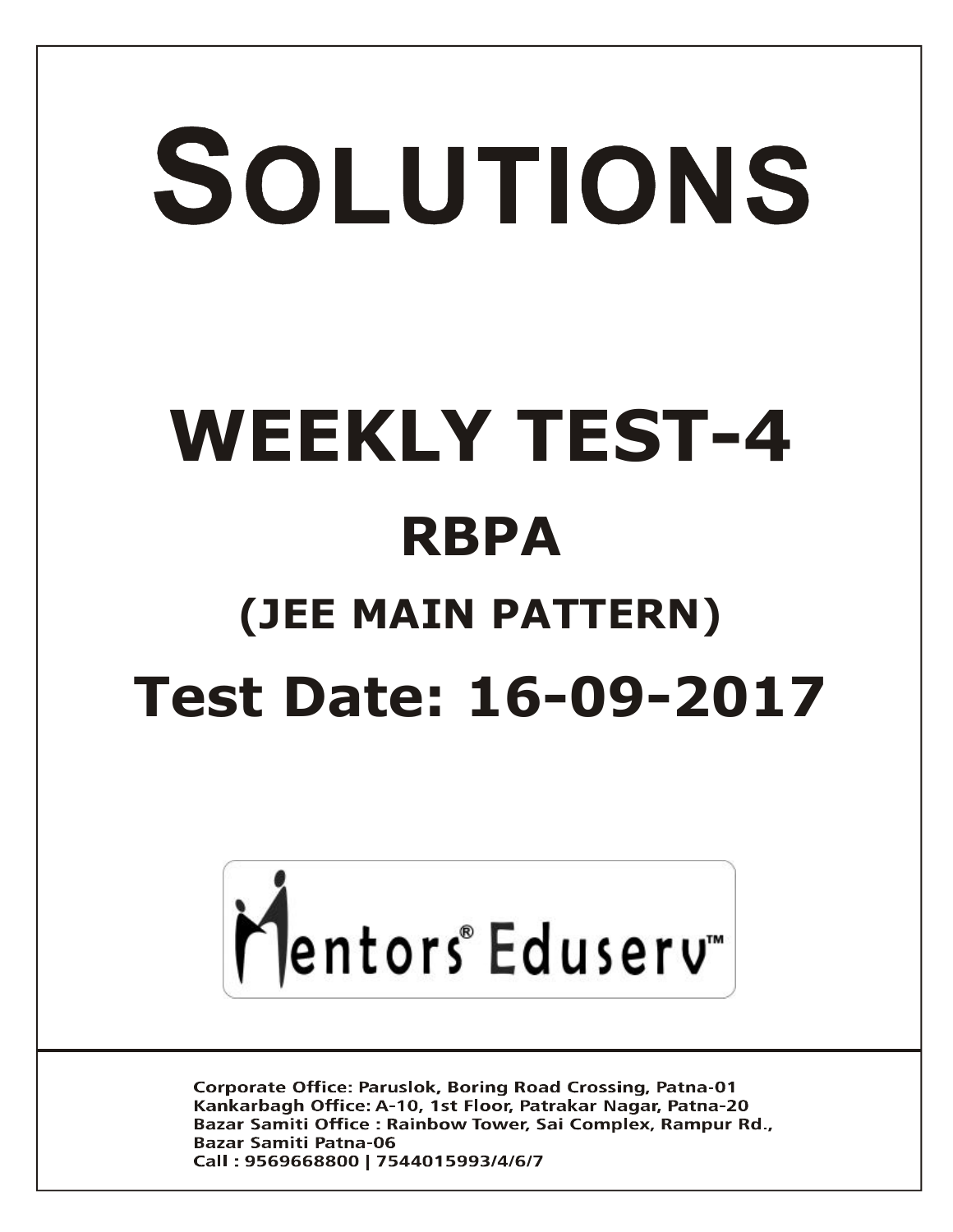# SOLUTIONS

# WEEKLY TEST-4

## RBPA

## (JEE MAIN PATTERN)

## Test Date: 16-09-2017

Mentors® Eduserv™

Corporate Office: Paruslok, Boring Road Crossing, Patna-01
Kankarbagh Office: A-10, 1st Floor, Patrakar Nagar, Patna-20
Bazar Samiti Office : Rainbow Tower, Sai Complex, Rampur Rd., Bazar Samiti Patna-06
Call : 9569668800 | 7544015993/4/6/7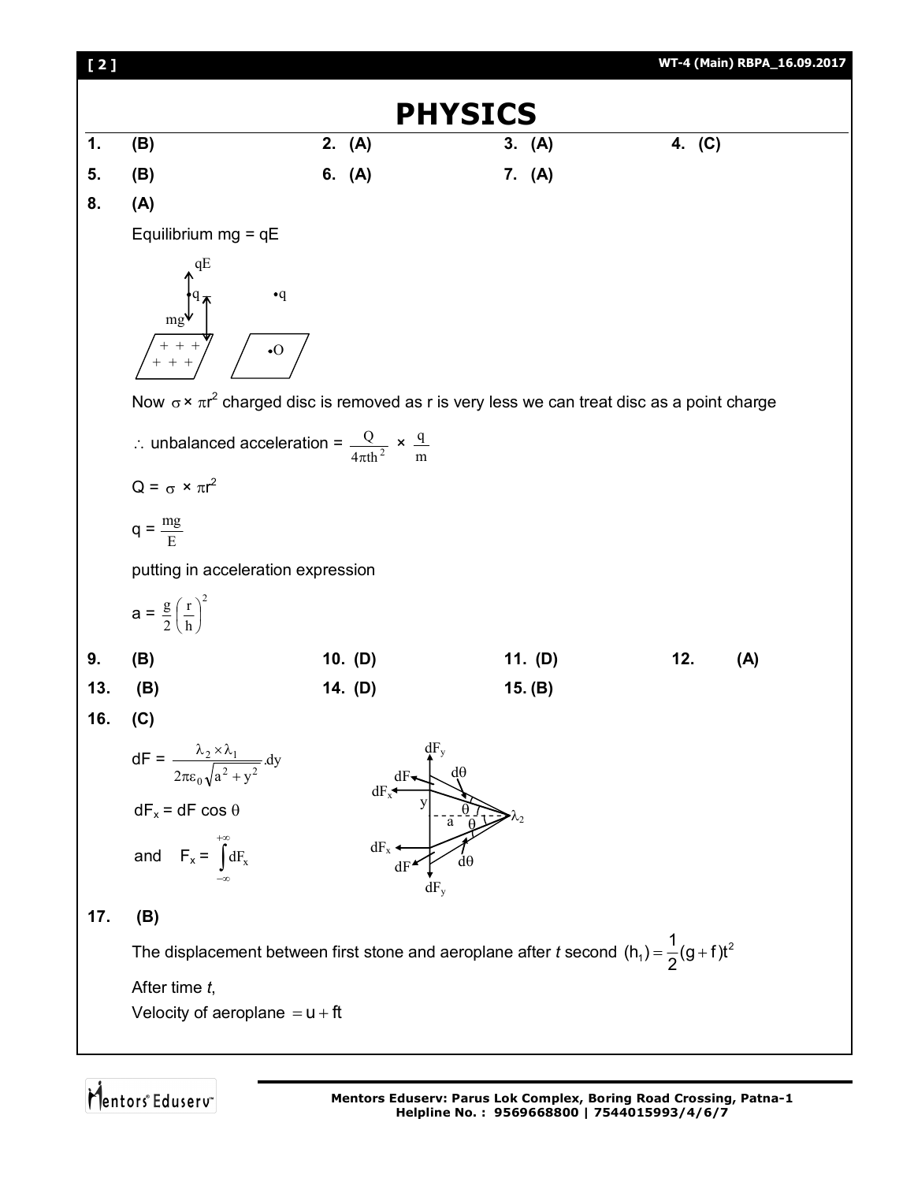# PHYSICS

1. (B) 2. (A) 3. (A) 4. (C)

5. (B) 6. (A) 7. (A)

8. (A)

Equilibrium mg = qE

Now $\sigma \times \pi r^2$ charged disc is removed as r is very less we can treat disc as a point charge

$\therefore$ unbalanced acceleration = $\frac{Q}{4\pi t h^2} \times \frac{q}{m}$

Q = $\sigma \times \pi r^2$

q = $\frac{mg}{E}$

putting in acceleration expression

a = $\frac{g}{2}\left(\frac{r}{h}\right)^2$

9. (B) 10. (D) 11. (D) 12. (A)

13. (B) 14. (D) 15. (B)

16. (C)

dF = $\frac{\lambda_2 \times \lambda_1}{2\pi\varepsilon_0\sqrt{a^2+y^2}}.dy$

$dF_x$ = dF cos $\theta$

and $F_x = \int_{-\infty}^{+\infty} dF_x$

17. (B)

The displacement between first stone and aeroplane after *t* second $(h_1) = \frac{1}{2}(g+f)t^2$

After time *t*,

Velocity of aeroplane $= u + ft$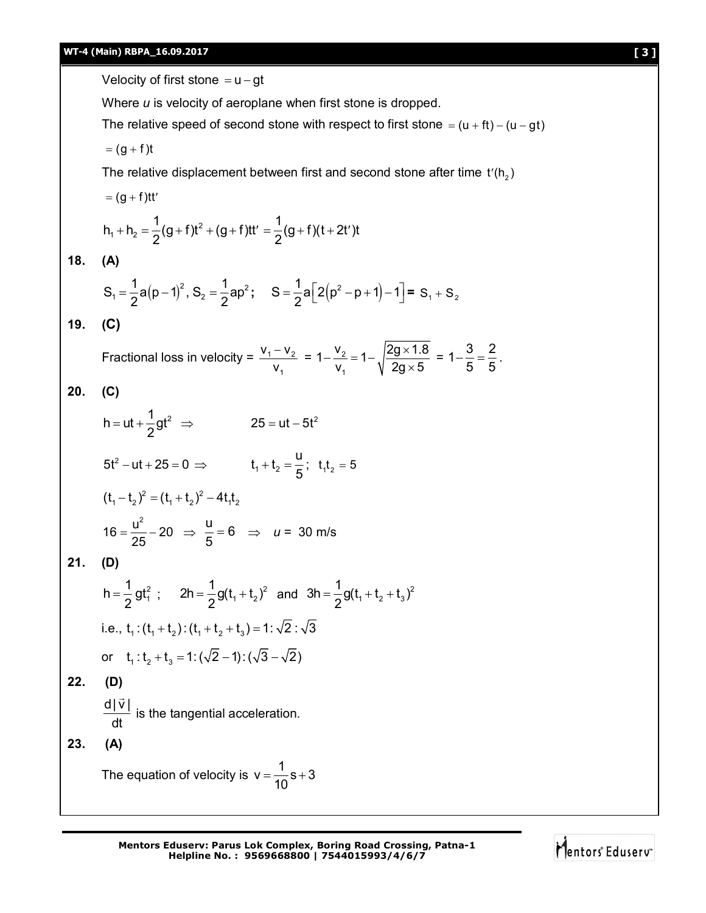Velocity of first stone $= u - gt$

Where *u* is velocity of aeroplane when first stone is dropped.

The relative speed of second stone with respect to first stone $= (u + ft) - (u - gt)$

$= (g + f)t$

The relative displacement between first and second stone after time $t'(h_2)$

$= (g + f)tt'$

$$h_1 + h_2 = \frac{1}{2}(g + f)t^2 + (g + f)tt' = \frac{1}{2}(g + f)(t + 2t')t$$

**18. (A)**

$$S_1 = \frac{1}{2}a(p-1)^2,\ S_2 = \frac{1}{2}ap^2; \quad S = \frac{1}{2}a\left[2\left(p^2 - p + 1\right) - 1\right] = S_1 + S_2$$

**19. (C)**

Fractional loss in velocity $= \dfrac{v_1 - v_2}{v_1} = 1 - \dfrac{v_2}{v_1} = 1 - \sqrt{\dfrac{2g \times 1.8}{2g \times 5}} = 1 - \dfrac{3}{5} = \dfrac{2}{5}$.

**20. (C)**

$$h = ut + \frac{1}{2}gt^2 \ \Rightarrow \qquad 25 = ut - 5t^2$$

$$5t^2 - ut + 25 = 0 \Rightarrow \qquad t_1 + t_2 = \frac{u}{5};\ \ t_1t_2 = 5$$

$$(t_1 - t_2)^2 = (t_1 + t_2)^2 - 4t_1t_2$$

$$16 = \frac{u^2}{25} - 20 \ \Rightarrow\ \frac{u}{5} = 6 \ \Rightarrow\ u = 30 \text{ m/s}$$

**21. (D)**

$$h = \frac{1}{2}gt_1^2\ ; \quad 2h = \frac{1}{2}g(t_1 + t_2)^2 \ \text{ and } \ 3h = \frac{1}{2}g(t_1 + t_2 + t_3)^2$$

i.e., $t_1 : (t_1 + t_2) : (t_1 + t_2 + t_3) = 1 : \sqrt{2} : \sqrt{3}$

or $\quad t_1 : t_2 + t_3 = 1 : (\sqrt{2} - 1) : (\sqrt{3} - \sqrt{2})$

**22. (D)**

$\dfrac{d|\vec{v}|}{dt}$ is the tangential acceleration.

**23. (A)**

The equation of velocity is $v = \dfrac{1}{10}s + 3$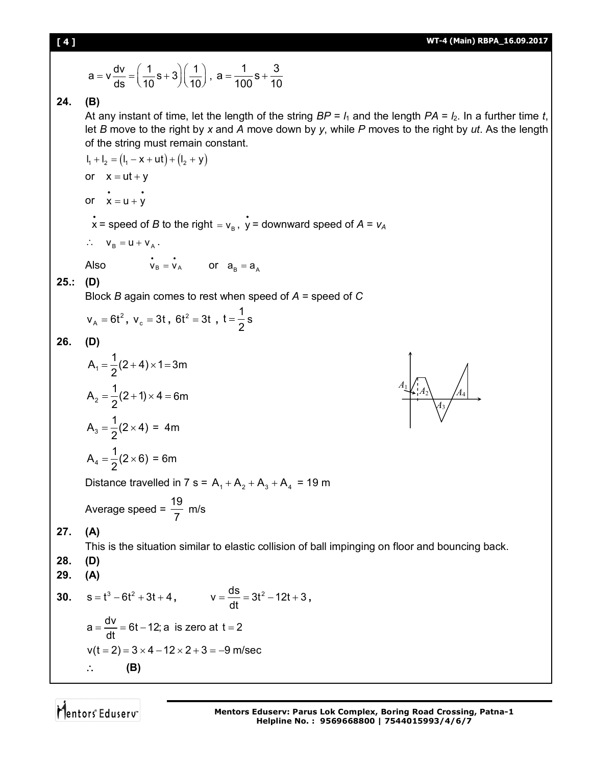$$a = v\frac{dv}{ds} = \left(\frac{1}{10}s + 3\right)\left(\frac{1}{10}\right),\ a = \frac{1}{100}s + \frac{3}{10}$$

**24. (B)**

At any instant of time, let the length of the string $BP = l_1$ and the length $PA = l_2$. In a further time $t$, let $B$ move to the right by $x$ and $A$ move down by $y$, while $P$ moves to the right by $ut$. As the length of the string must remain constant.

$$l_1 + l_2 = (l_1 - x + ut) + (l_2 + y)$$

or $x = ut + y$

or $\dot{x} = u + \dot{y}$

$\dot{x}$ = speed of $B$ to the right $= v_B$, $\dot{y}$ = downward speed of $A = v_A$

$\therefore\ v_B = u + v_A$.

Also $\dot{v}_B = \dot{v}_A$ or $a_B = a_A$

**25.: (D)**

Block $B$ again comes to rest when speed of $A$ = speed of $C$

$$v_A = 6t^2,\ v_c = 3t,\ 6t^2 = 3t,\ t = \frac{1}{2}\text{ s}$$

**26. (D)**

$$A_1 = \frac{1}{2}(2+4)\times 1 = 3\text{m}$$

$$A_2 = \frac{1}{2}(2+1)\times 4 = 6\text{m}$$

$$A_3 = \frac{1}{2}(2\times 4) = 4\text{m}$$

$$A_4 = \frac{1}{2}(2\times 6) = 6\text{m}$$

Distance travelled in 7 s = $A_1 + A_2 + A_3 + A_4$ = 19 m

Average speed = $\frac{19}{7}$ m/s

**27. (A)**

This is the situation similar to elastic collision of ball impinging on floor and bouncing back.

**28. (D)**

**29. (A)**

**30.** $s = t^3 - 6t^2 + 3t + 4$, $\quad v = \frac{ds}{dt} = 3t^2 - 12t + 3$,

$a = \frac{dv}{dt} = 6t - 12$; $a$ is zero at $t = 2$

$v(t=2) = 3\times 4 - 12\times 2 + 3 = -9$ m/sec

$\therefore$ **(B)**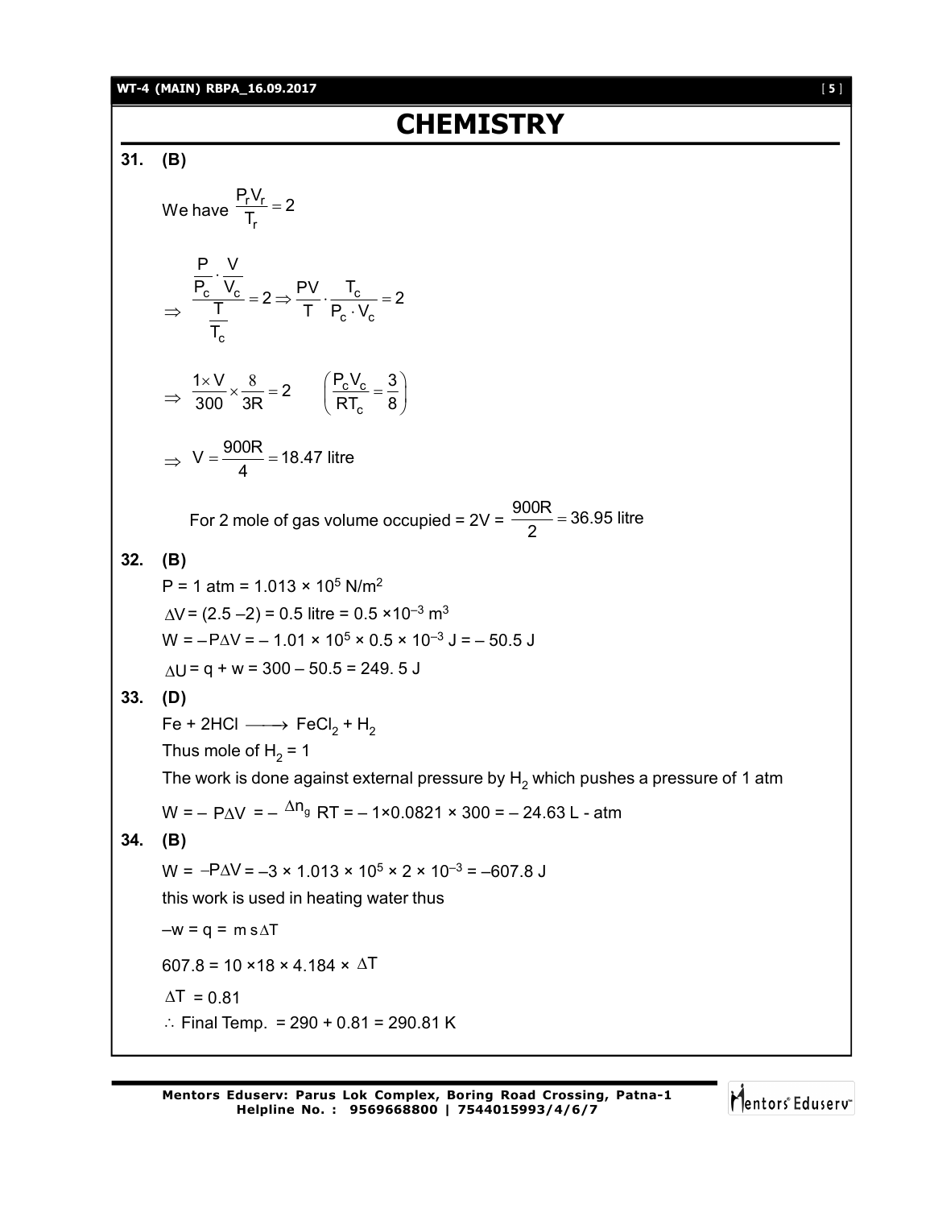# CHEMISTRY

**31. (B)**

We have $\frac{P_r V_r}{T_r} = 2$

$$\Rightarrow \frac{\frac{P}{P_c} \cdot \frac{V}{V_c}}{\frac{T}{T_c}} = 2 \Rightarrow \frac{PV}{T} \cdot \frac{T_c}{P_c \cdot V_c} = 2$$

$$\Rightarrow \frac{1 \times V}{300} \times \frac{8}{3R} = 2 \qquad \left(\frac{P_c V_c}{RT_c} = \frac{3}{8}\right)$$

$$\Rightarrow V = \frac{900R}{4} = 18.47 \text{ litre}$$

For 2 mole of gas volume occupied = 2V = $\frac{900R}{2} = 36.95$ litre

**32. (B)**

P = 1 atm = $1.013 \times 10^5$ N/m$^2$

$\Delta V = (2.5 - 2) = 0.5$ litre $= 0.5 \times 10^{-3}$ m$^3$

$W = -P\Delta V = -1.01 \times 10^5 \times 0.5 \times 10^{-3}$ J $= -50.5$ J

$\Delta U = q + w = 300 - 50.5 = 249.5$ J

**33. (D)**

$Fe + 2HCl \longrightarrow FeCl_2 + H_2$

Thus mole of $H_2 = 1$

The work is done against external pressure by $H_2$ which pushes a pressure of 1 atm

$W = -P\Delta V = -\Delta n_g RT = -1 \times 0.0821 \times 300 = -24.63$ L - atm

**34. (B)**

$W = -P\Delta V = -3 \times 1.013 \times 10^5 \times 2 \times 10^{-3} = -607.8$ J

this work is used in heating water thus

$-w = q = m\,s\,\Delta T$

$607.8 = 10 \times 18 \times 4.184 \times \Delta T$

$\Delta T = 0.81$

$\therefore$ Final Temp. $= 290 + 0.81 = 290.81$ K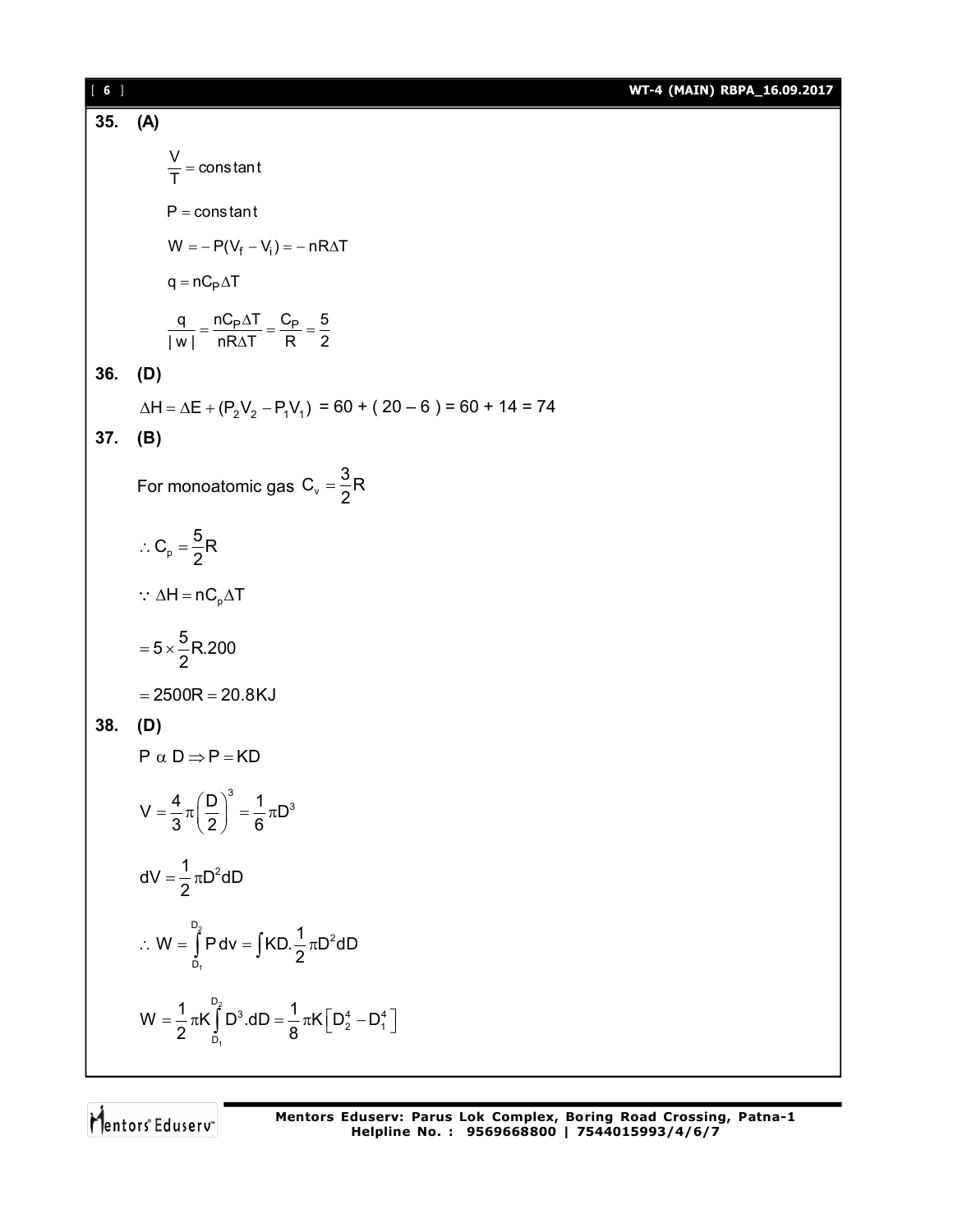**35. (A)**

$$\frac{V}{T} = \text{constant}$$

$$P = \text{constant}$$

$$W = -P(V_f - V_i) = -nR\Delta T$$

$$q = nC_P\Delta T$$

$$\frac{q}{|w|} = \frac{nC_P\Delta T}{nR\Delta T} = \frac{C_P}{R} = \frac{5}{2}$$

**36. (D)**

$$\Delta H = \Delta E + (P_2V_2 - P_1V_1) = 60 + (20 - 6) = 60 + 14 = 74$$

**37. (B)**

For monoatomic gas $C_v = \frac{3}{2}R$

$$\therefore C_p = \frac{5}{2}R$$

$$\because \Delta H = nC_p\Delta T$$

$$= 5 \times \frac{5}{2}R.200$$

$$= 2500R = 20.8KJ$$

**38. (D)**

$$P \alpha D \Rightarrow P = KD$$

$$V = \frac{4}{3}\pi\left(\frac{D}{2}\right)^3 = \frac{1}{6}\pi D^3$$

$$dV = \frac{1}{2}\pi D^2 dD$$

$$\therefore W = \int_{D_1}^{D_2} P\,dv = \int KD.\frac{1}{2}\pi D^2 dD$$

$$W = \frac{1}{2}\pi K\int_{D_1}^{D_2} D^3.dD = \frac{1}{8}\pi K\left[D_2^4 - D_1^4\right]$$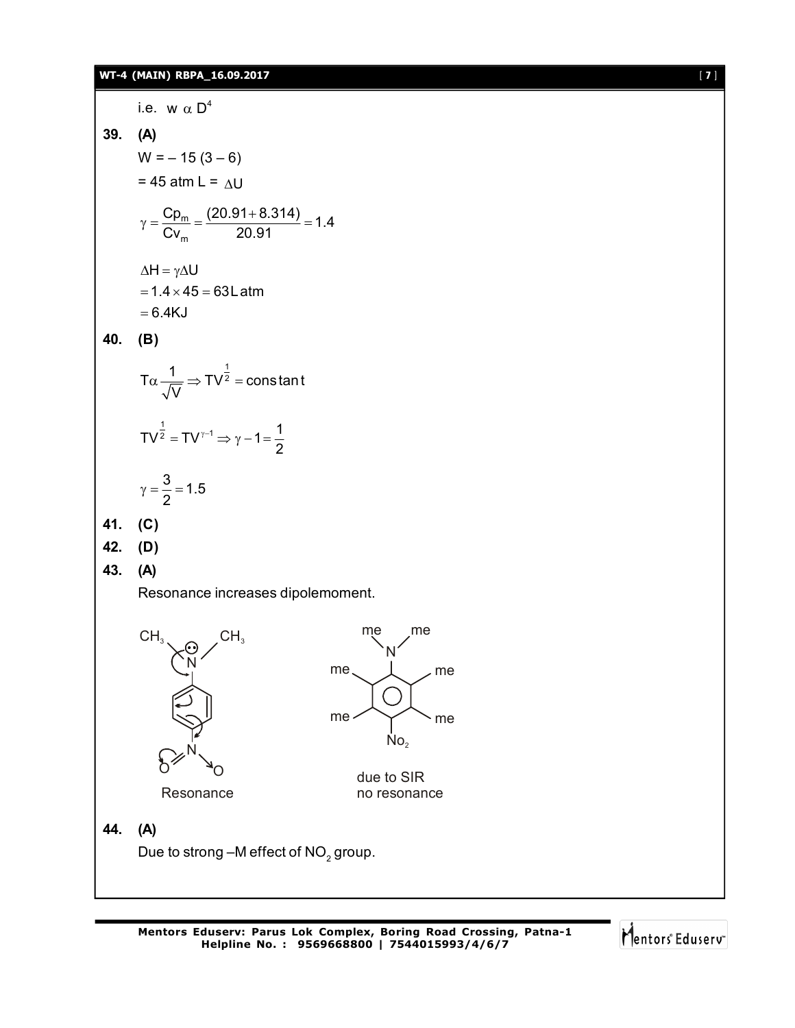i.e. $w \propto D^4$

**39. (A)**

$W = -15(3-6)$

$= 45$ atm L $= \Delta U$

$$\gamma = \frac{Cp_m}{Cv_m} = \frac{(20.91 + 8.314)}{20.91} = 1.4$$

$\Delta H = \gamma \Delta U$

$= 1.4 \times 45 = 63 \text{L atm}$

$= 6.4 \text{KJ}$

**40. (B)**

$$T \alpha \frac{1}{\sqrt{V}} \Rightarrow TV^{\frac{1}{2}} = \text{constant}$$

$$TV^{\frac{1}{2}} = TV^{\gamma - 1} \Rightarrow \gamma - 1 = \frac{1}{2}$$

$$\gamma = \frac{3}{2} = 1.5$$

**41. (C)**

**42. (D)**

**43. (A)**

Resonance increases dipolemoment.

Resonance

due to SIR
no resonance

**44. (A)**

Due to strong –M effect of $NO_2$ group.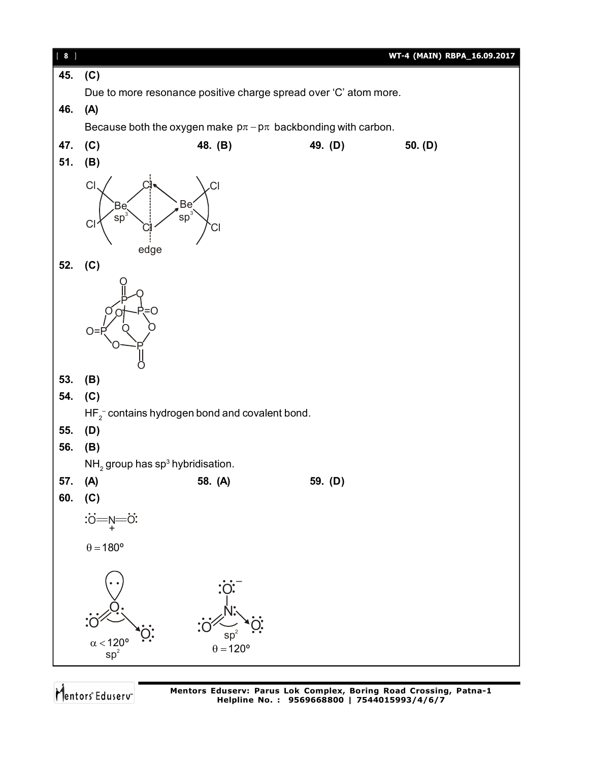**45. (C)**

Due to more resonance positive charge spread over 'C' atom more.

**46. (A)**

Because both the oxygen make $p\pi - p\pi$ backbonding with carbon.

**47. (C)** **48. (B)** **49. (D)** **50. (D)**

**51. (B)**

Cl, Cl – Be ($sp^3$) – bridging Cl, Cl – Be ($sp^3$) – Cl, Cl

edge

**52. (C)**

**53. (B)**

**54. (C)**

$HF_2^-$ contains hydrogen bond and covalent bond.

**55. (D)**

**56. (B)**

$NH_2$ group has $sp^3$ hybridisation.

**57. (A)** **58. (A)** **59. (D)**

**60. (C)**

$:\ddot{O}=\overset{+}{N}=\ddot{O}:$

$\theta = 180°$

$\alpha < 120°$
$sp^2$

$sp^2$
$\theta = 120°$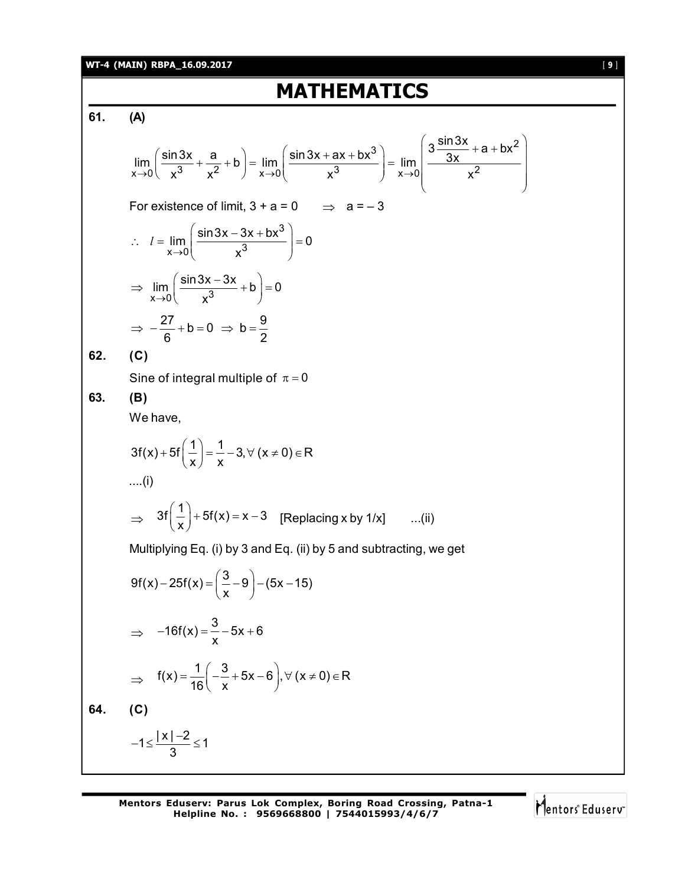# MATHEMATICS

**61.** **(A)**

$$\lim_{x\to 0}\left(\frac{\sin 3x}{x^3}+\frac{a}{x^2}+b\right)=\lim_{x\to 0}\left(\frac{\sin 3x+ax+bx^3}{x^3}\right)=\lim_{x\to 0}\left(\frac{3\dfrac{\sin 3x}{3x}+a+bx^2}{x^2}\right)$$

For existence of limit, 3 + a = 0 $\Rightarrow$ a = – 3

$$\therefore\ l=\lim_{x\to 0}\left(\frac{\sin 3x-3x+bx^3}{x^3}\right)=0$$

$$\Rightarrow \lim_{x\to 0}\left(\frac{\sin 3x-3x}{x^3}+b\right)=0$$

$$\Rightarrow -\frac{27}{6}+b=0 \Rightarrow b=\frac{9}{2}$$

**62.** **(C)**

Sine of integral multiple of $\pi = 0$

**63.** **(B)**

We have,

$$3f(x)+5f\left(\frac{1}{x}\right)=\frac{1}{x}-3, \forall\ (x\neq 0)\in R$$

....(i)

$$\Rightarrow \quad 3f\left(\frac{1}{x}\right)+5f(x)=x-3 \quad \text{[Replacing x by 1/x]} \qquad ...(ii)$$

Multiplying Eq. (i) by 3 and Eq. (ii) by 5 and subtracting, we get

$$9f(x)-25f(x)=\left(\frac{3}{x}-9\right)-(5x-15)$$

$$\Rightarrow \quad -16f(x)=\frac{3}{x}-5x+6$$

$$\Rightarrow \quad f(x)=\frac{1}{16}\left(-\frac{3}{x}+5x-6\right), \forall\ (x\neq 0)\in R$$

**64.** **(C)**

$$-1\le\frac{|x|-2}{3}\le 1$$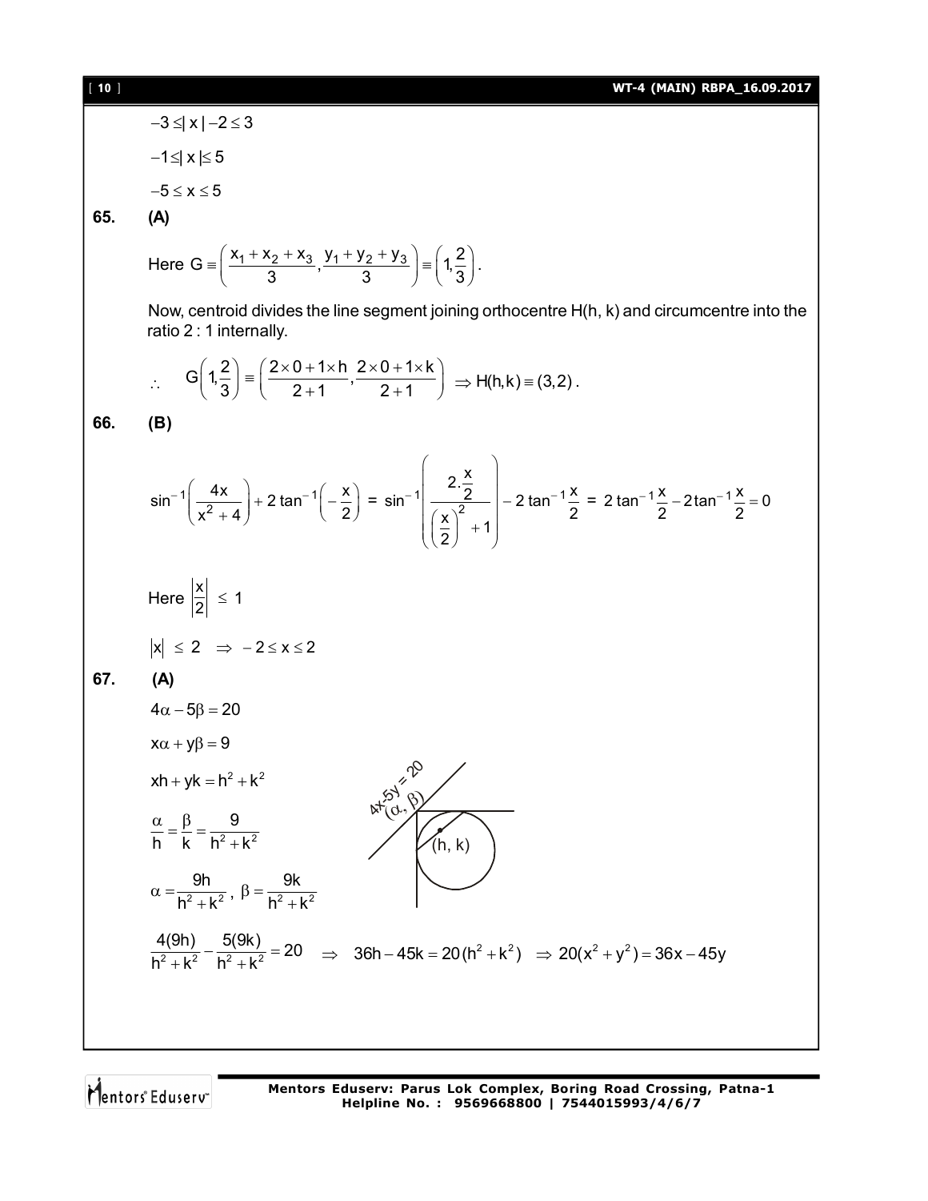$-3 \le |x| - 2 \le 3$

$-1 \le |x| \le 5$

$-5 \le x \le 5$

**65. (A)**

Here $G \equiv \left( \dfrac{x_1 + x_2 + x_3}{3}, \dfrac{y_1 + y_2 + y_3}{3} \right) \equiv \left(1, \dfrac{2}{3}\right)$.

Now, centroid divides the line segment joining orthocentre H(h, k) and circumcentre into the ratio 2 : 1 internally.

$\therefore \quad G\left(1, \dfrac{2}{3}\right) \equiv \left( \dfrac{2 \times 0 + 1 \times h}{2+1}, \dfrac{2 \times 0 + 1 \times k}{2+1} \right) \Rightarrow H(h, k) \equiv (3, 2)$.

**66. (B)**

$$\sin^{-1}\left(\frac{4x}{x^2+4}\right) + 2\tan^{-1}\left(-\frac{x}{2}\right) = \sin^{-1}\left(\frac{2.\frac{x}{2}}{\left(\frac{x}{2}\right)^2 + 1}\right) - 2\tan^{-1}\frac{x}{2} = 2\tan^{-1}\frac{x}{2} - 2\tan^{-1}\frac{x}{2} = 0$$

Here $\left|\dfrac{x}{2}\right| \le 1$

$|x| \le 2 \quad \Rightarrow -2 \le x \le 2$

**67. (A)**

$4\alpha - 5\beta = 20$

$x\alpha + y\beta = 9$

$xh + yk = h^2 + k^2$

$\dfrac{\alpha}{h} = \dfrac{\beta}{k} = \dfrac{9}{h^2 + k^2}$

$\alpha = \dfrac{9h}{h^2 + k^2}, \; \beta = \dfrac{9k}{h^2 + k^2}$

$\dfrac{4(9h)}{h^2 + k^2} - \dfrac{5(9k)}{h^2 + k^2} = 20 \quad \Rightarrow \quad 36h - 45k = 20(h^2 + k^2) \quad \Rightarrow 20(x^2 + y^2) = 36x - 45y$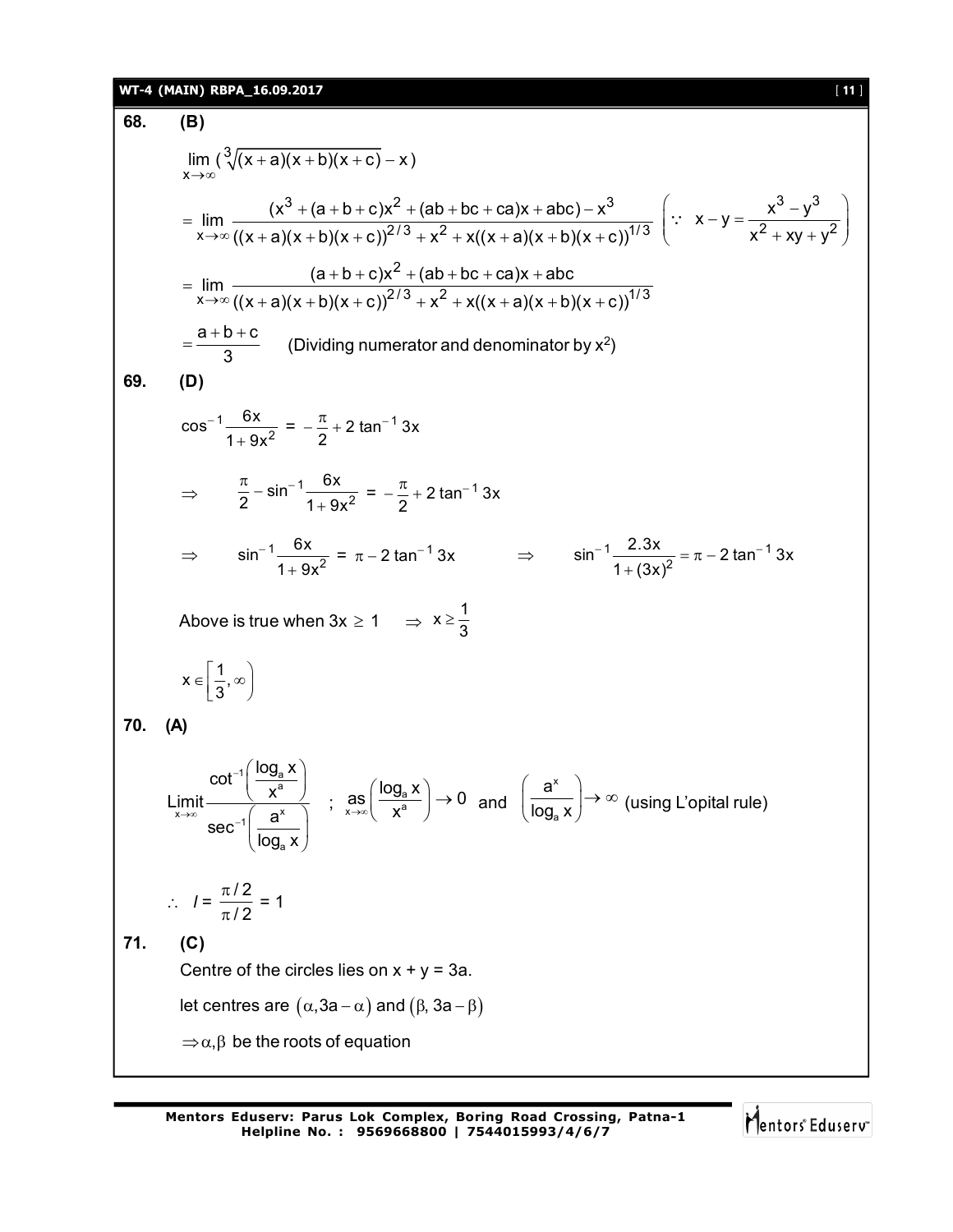**68. (B)**

$$\lim_{x\to\infty} \left(\sqrt[3]{(x+a)(x+b)(x+c)} - x\right)$$

$$= \lim_{x\to\infty} \frac{(x^3 + (a+b+c)x^2 + (ab+bc+ca)x + abc) - x^3}{((x+a)(x+b)(x+c))^{2/3} + x^2 + x((x+a)(x+b)(x+c))^{1/3}} \quad \left(\because\ x - y = \frac{x^3 - y^3}{x^2 + xy + y^2}\right)$$

$$= \lim_{x\to\infty} \frac{(a+b+c)x^2 + (ab+bc+ca)x + abc}{((x+a)(x+b)(x+c))^{2/3} + x^2 + x((x+a)(x+b)(x+c))^{1/3}}$$

$$= \frac{a+b+c}{3} \quad \text{(Dividing numerator and denominator by } x^2\text{)}$$

**69. (D)**

$$\cos^{-1}\frac{6x}{1+9x^2} = -\frac{\pi}{2} + 2\tan^{-1}3x$$

$$\Rightarrow \quad \frac{\pi}{2} - \sin^{-1}\frac{6x}{1+9x^2} = -\frac{\pi}{2} + 2\tan^{-1}3x$$

$$\Rightarrow \quad \sin^{-1}\frac{6x}{1+9x^2} = \pi - 2\tan^{-1}3x \qquad \Rightarrow \qquad \sin^{-1}\frac{2.3x}{1+(3x)^2} = \pi - 2\tan^{-1}3x$$

Above is true when $3x \geq 1 \quad \Rightarrow \ x \geq \frac{1}{3}$

$$x \in \left[\frac{1}{3}, \infty\right)$$

**70. (A)**

$$\underset{x\to\infty}{\text{Limit}} \frac{\cot^{-1}\left(\dfrac{\log_a x}{x^a}\right)}{\sec^{-1}\left(\dfrac{a^x}{\log_a x}\right)} \ ; \ \underset{x\to\infty}{\text{as}}\left(\frac{\log_a x}{x^a}\right) \to 0 \ \text{ and } \ \left(\frac{a^x}{\log_a x}\right) \to \infty \ \text{(using L'opital rule)}$$

$$\therefore \ l = \frac{\pi/2}{\pi/2} = 1$$

**71. (C)**

Centre of the circles lies on $x + y = 3a$.

let centres are $(\alpha, 3a - \alpha)$ and $(\beta, 3a - \beta)$

$\Rightarrow \alpha, \beta$ be the roots of equation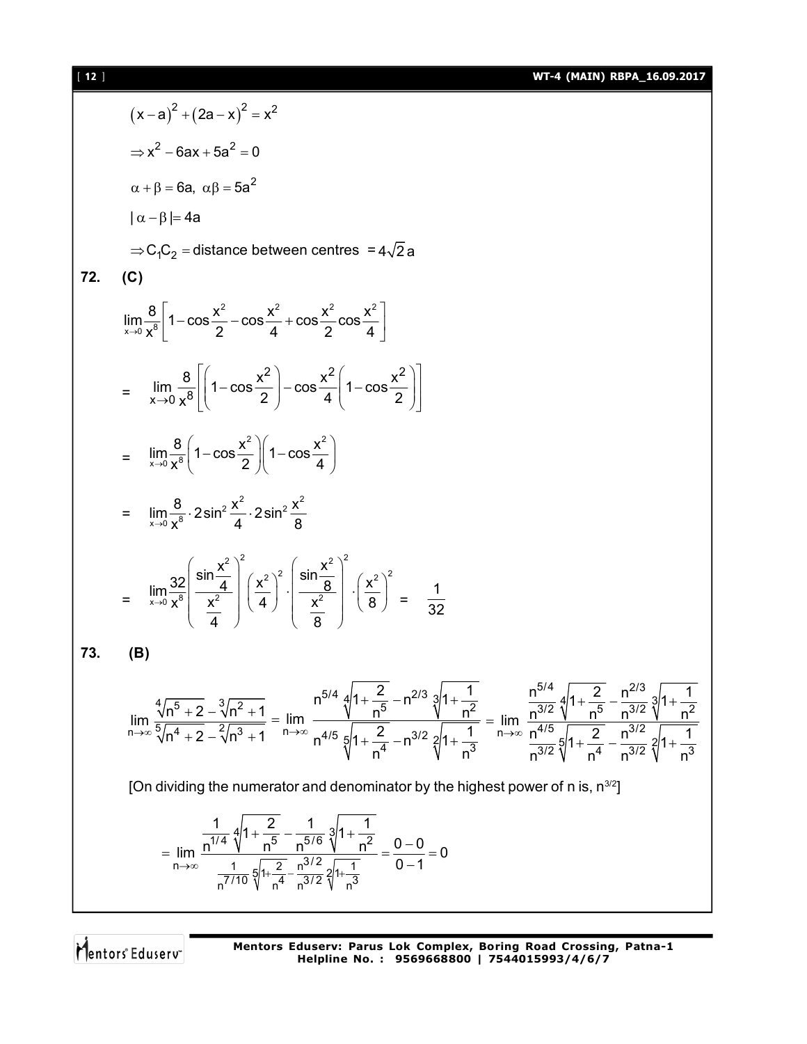$$(x-a)^2+(2a-x)^2=x^2$$

$$\Rightarrow x^2-6ax+5a^2=0$$

$$\alpha+\beta=6a,\ \alpha\beta=5a^2$$

$$|\alpha-\beta|=4a$$

$$\Rightarrow C_1C_2=\text{distance between centres }=4\sqrt{2}a$$

**72. (C)**

$$\lim_{x\to 0}\frac{8}{x^8}\left[1-\cos\frac{x^2}{2}-\cos\frac{x^2}{4}+\cos\frac{x^2}{2}\cos\frac{x^2}{4}\right]$$

$$=\lim_{x\to 0}\frac{8}{x^8}\left[\left(1-\cos\frac{x^2}{2}\right)-\cos\frac{x^2}{4}\left(1-\cos\frac{x^2}{2}\right)\right]$$

$$=\lim_{x\to 0}\frac{8}{x^8}\left(1-\cos\frac{x^2}{2}\right)\left(1-\cos\frac{x^2}{4}\right)$$

$$=\lim_{x\to 0}\frac{8}{x^8}\cdot 2\sin^2\frac{x^2}{4}\cdot 2\sin^2\frac{x^2}{8}$$

$$=\lim_{x\to 0}\frac{32}{x^8}\left(\frac{\sin\frac{x^2}{4}}{\frac{x^2}{4}}\right)^2\left(\frac{x^2}{4}\right)^2\cdot\left(\frac{\sin\frac{x^2}{8}}{\frac{x^2}{8}}\right)^2\cdot\left(\frac{x^2}{8}\right)^2=\frac{1}{32}$$

**73. (B)**

$$\lim_{n\to\infty}\frac{\sqrt[4]{n^5+2}-\sqrt[3]{n^2+1}}{\sqrt[5]{n^4+2}-\sqrt[2]{n^3+1}}=\lim_{n\to\infty}\frac{n^{5/4}\sqrt[4]{1+\frac{2}{n^5}}-n^{2/3}\sqrt[3]{1+\frac{1}{n^2}}}{n^{4/5}\sqrt[5]{1+\frac{2}{n^4}}-n^{3/2}\sqrt[2]{1+\frac{1}{n^3}}}=\lim_{n\to\infty}\frac{\frac{n^{5/4}}{n^{3/2}}\sqrt[4]{1+\frac{2}{n^5}}-\frac{n^{2/3}}{n^{3/2}}\sqrt[3]{1+\frac{1}{n^2}}}{\frac{n^{4/5}}{n^{3/2}}\sqrt[5]{1+\frac{2}{n^4}}-\frac{n^{3/2}}{n^{3/2}}\sqrt[2]{1+\frac{1}{n^3}}}$$

[On dividing the numerator and denominator by the highest power of n is, $n^{3/2}$]

$$=\lim_{n\to\infty}\frac{\frac{1}{n^{1/4}}\sqrt[4]{1+\frac{2}{n^5}}-\frac{1}{n^{5/6}}\sqrt[3]{1+\frac{1}{n^2}}}{\frac{1}{n^{7/10}}\sqrt[5]{1+\frac{2}{n^4}}-\frac{n^{3/2}}{n^{3/2}}\sqrt[2]{1+\frac{1}{n^3}}}=\frac{0-0}{0-1}=0$$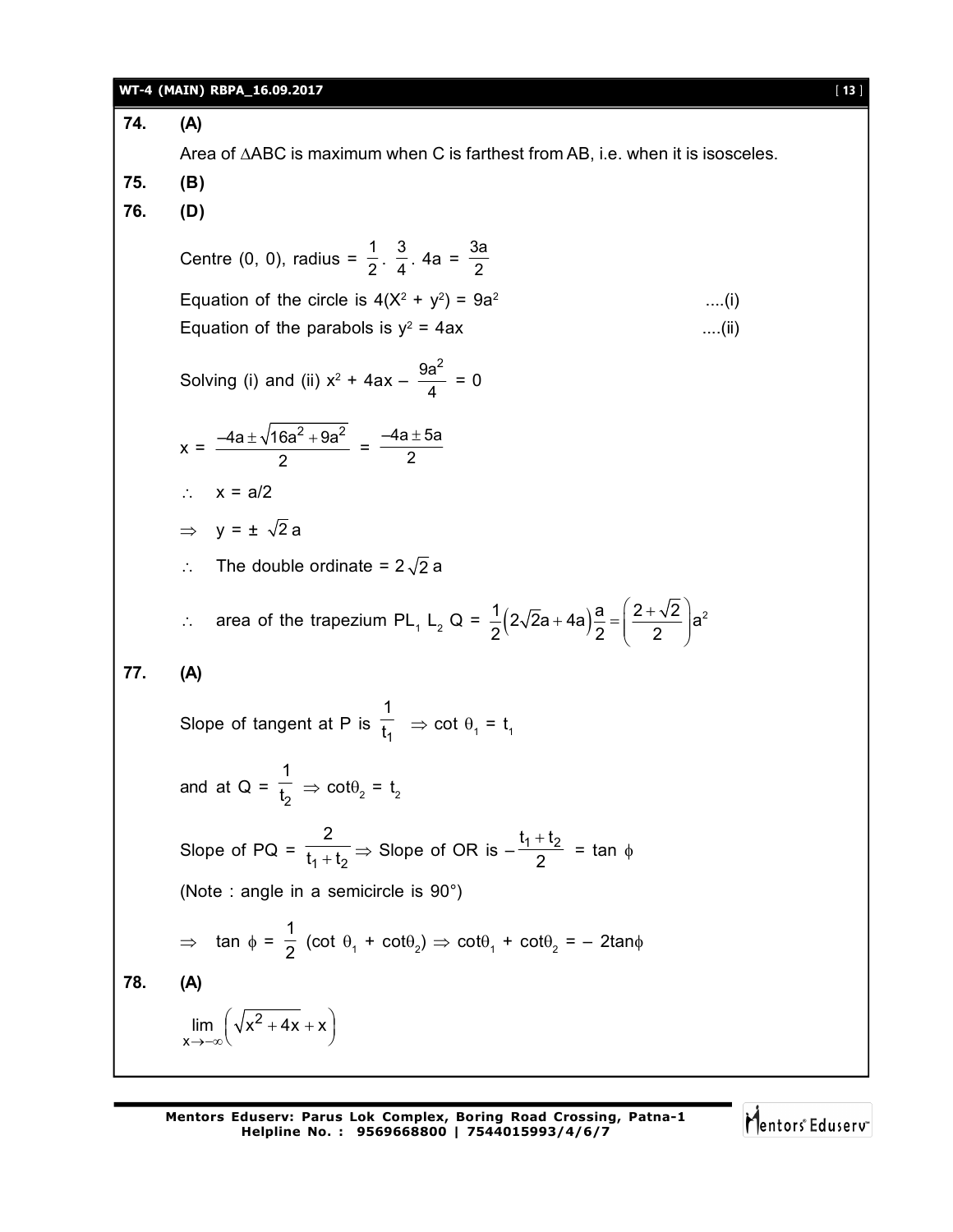**74.** **(A)**

Area of $\Delta$ABC is maximum when C is farthest from AB, i.e. when it is isosceles.

**75.** **(B)**

**76.** **(D)**

Centre (0, 0), radius = $\frac{1}{2} \cdot \frac{3}{4} \cdot 4a = \frac{3a}{2}$

Equation of the circle is $4(X^2 + y^2) = 9a^2$ ....(i)

Equation of the parabols is $y^2 = 4ax$ ....(ii)

Solving (i) and (ii) $x^2 + 4ax - \frac{9a^2}{4} = 0$

$x = \frac{-4a \pm \sqrt{16a^2 + 9a^2}}{2} = \frac{-4a \pm 5a}{2}$

$\therefore$ $x = a/2$

$\Rightarrow$ $y = \pm \sqrt{2}a$

$\therefore$ The double ordinate = $2\sqrt{2}a$

$\therefore$ area of the trapezium $PL_1 L_2 Q = \frac{1}{2}\left(2\sqrt{2}a + 4a\right)\frac{a}{2} = \left(\frac{2+\sqrt{2}}{2}\right)a^2$

**77.** **(A)**

Slope of tangent at P is $\frac{1}{t_1}$ $\Rightarrow \cot \theta_1 = t_1$

and at Q = $\frac{1}{t_2}$ $\Rightarrow \cot\theta_2 = t_2$

Slope of PQ = $\frac{2}{t_1 + t_2} \Rightarrow$ Slope of OR is $-\frac{t_1 + t_2}{2} = \tan \phi$

(Note : angle in a semicircle is 90°)

$\Rightarrow$ $\tan \phi = \frac{1}{2}(\cot \theta_1 + \cot\theta_2) \Rightarrow \cot\theta_1 + \cot\theta_2 = -2\tan\phi$

**78.** **(A)**

$\lim_{x \to -\infty}\left(\sqrt{x^2 + 4x} + x\right)$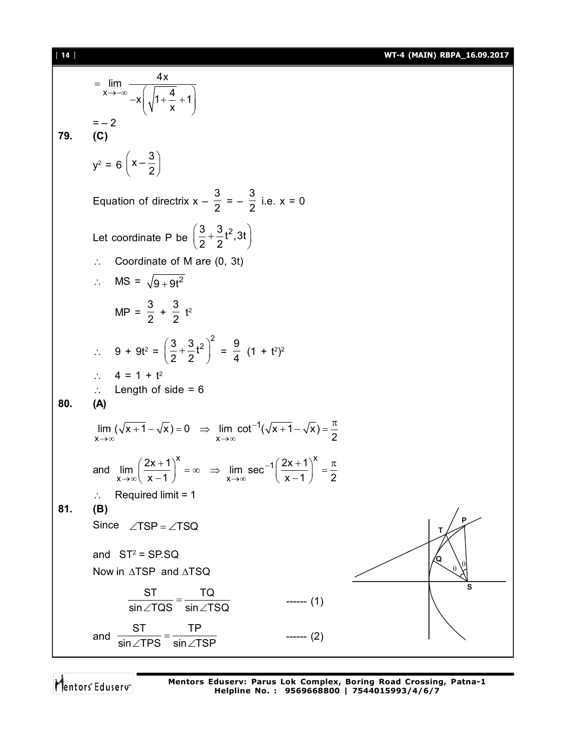$$= \lim_{x \to -\infty} \frac{4x}{-x\left(\sqrt{1+\frac{4}{x}}+1\right)}$$

$= -2$

**79.** **(C)**

$$y^2 = 6\left(x - \frac{3}{2}\right)$$

Equation of directrix $x - \frac{3}{2} = -\frac{3}{2}$ i.e. $x = 0$

Let coordinate P be $\left(\frac{3}{2}+\frac{3}{2}t^2, 3t\right)$

$\therefore$ Coordinate of M are $(0, 3t)$

$\therefore$ $MS = \sqrt{9+9t^2}$

$MP = \frac{3}{2} + \frac{3}{2}t^2$

$\therefore$ $9 + 9t^2 = \left(\frac{3}{2}+\frac{3}{2}t^2\right)^2 = \frac{9}{4}(1+t^2)^2$

$\therefore$ $4 = 1 + t^2$

$\therefore$ Length of side = 6

**80.** **(A)**

$$\lim_{x\to\infty}(\sqrt{x+1}-\sqrt{x}) = 0 \;\Rightarrow\; \lim_{x\to\infty}\cot^{-1}(\sqrt{x+1}-\sqrt{x}) = \frac{\pi}{2}$$

and $\lim_{x\to\infty}\left(\frac{2x+1}{x-1}\right)^x = \infty \;\Rightarrow\; \lim_{x\to\infty}\sec^{-1}\left(\frac{2x+1}{x-1}\right)^x = \frac{\pi}{2}$

$\therefore$ Required limit = 1

**81.** **(B)**

Since $\angle TSP = \angle TSQ$

and $ST^2 = SP.SQ$

Now in $\Delta TSP$ and $\Delta TSQ$

$$\frac{ST}{\sin\angle TQS} = \frac{TQ}{\sin\angle TSQ} \qquad \text{------ (1)}$$

and $\frac{ST}{\sin\angle TPS} = \frac{TP}{\sin\angle TSP}$ ------ (2)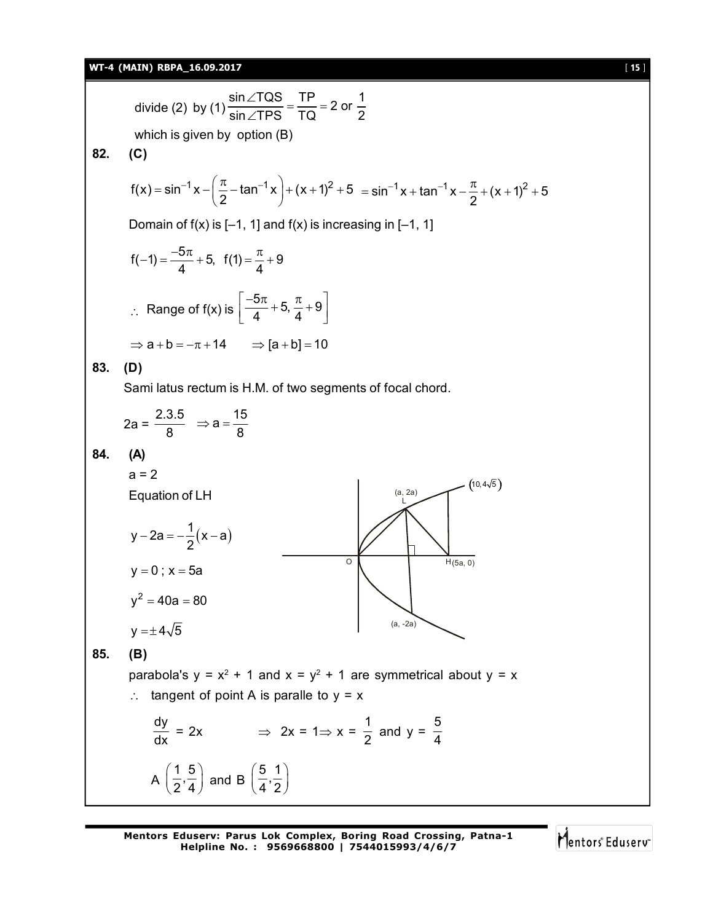divide (2) by (1) $\dfrac{\sin\angle TQS}{\sin\angle TPS} = \dfrac{TP}{TQ} = 2$ or $\dfrac{1}{2}$

which is given by option (B)

**82. (C)**

$$f(x) = \sin^{-1}x - \left(\frac{\pi}{2} - \tan^{-1}x\right) + (x+1)^2 + 5 = \sin^{-1}x + \tan^{-1}x - \frac{\pi}{2} + (x+1)^2 + 5$$

Domain of f(x) is [–1, 1] and f(x) is increasing in [–1, 1]

$$f(-1) = \frac{-5\pi}{4} + 5,\ \ f(1) = \frac{\pi}{4} + 9$$

$\therefore$ Range of f(x) is $\left[\dfrac{-5\pi}{4} + 5, \dfrac{\pi}{4} + 9\right]$

$\Rightarrow a + b = -\pi + 14 \qquad \Rightarrow [a+b] = 10$

**83. (D)**

Sami latus rectum is H.M. of two segments of focal chord.

$$2a = \frac{2.3.5}{8} \ \Rightarrow a = \frac{15}{8}$$

**84. (A)**

a = 2

Equation of LH

$$y - 2a = -\frac{1}{2}(x - a)$$

$y = 0$ ; $x = 5a$

$y^2 = 40a = 80$

$y = \pm 4\sqrt{5}$

**85. (B)**

parabola's $y = x^2 + 1$ and $x = y^2 + 1$ are symmetrical about $y = x$

$\therefore$ tangent of point A is paralle to $y = x$

$\dfrac{dy}{dx} = 2x \qquad \Rightarrow 2x = 1 \Rightarrow x = \dfrac{1}{2}$ and $y = \dfrac{5}{4}$

A $\left(\dfrac{1}{2}, \dfrac{5}{4}\right)$ and B $\left(\dfrac{5}{4}, \dfrac{1}{2}\right)$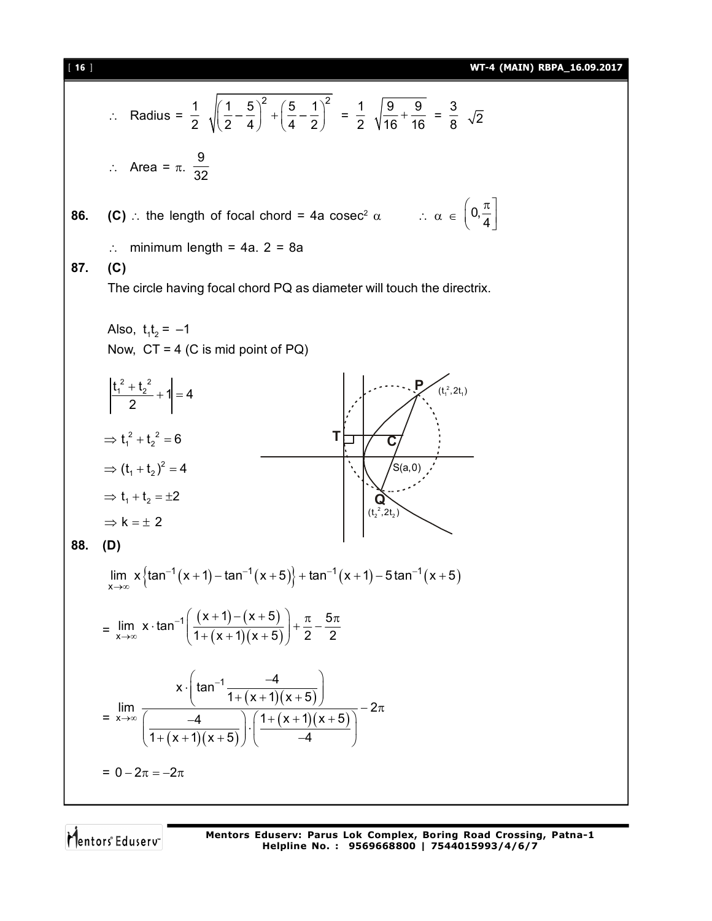$\therefore$ Radius = $\frac{1}{2}\sqrt{\left(\frac{1}{2}-\frac{5}{4}\right)^2+\left(\frac{5}{4}-\frac{1}{2}\right)^2} = \frac{1}{2}\sqrt{\frac{9}{16}+\frac{9}{16}} = \frac{3}{8}\sqrt{2}$

$\therefore$ Area = $\pi . \frac{9}{32}$

**86.** **(C)** $\therefore$ the length of focal chord = $4a \operatorname{cosec}^2 \alpha$ $\quad \therefore \alpha \in \left(0, \frac{\pi}{4}\right]$

$\therefore$ minimum length = $4a.\ 2 = 8a$

**87.** **(C)**

The circle having focal chord PQ as diameter will touch the directrix.

Also, $t_1 t_2 = -1$

Now, CT = 4 (C is mid point of PQ)

$$\left|\frac{t_1^2+t_2^2}{2}+1\right| = 4$$

$\Rightarrow t_1^2 + t_2^2 = 6$

$\Rightarrow (t_1+t_2)^2 = 4$

$\Rightarrow t_1 + t_2 = \pm 2$

$\Rightarrow k = \pm\ 2$

**88.** **(D)**

$$\lim_{x\to\infty} x\left\{\tan^{-1}(x+1)-\tan^{-1}(x+5)\right\}+\tan^{-1}(x+1)-5\tan^{-1}(x+5)$$

$$= \lim_{x\to\infty} x\cdot\tan^{-1}\left(\frac{(x+1)-(x+5)}{1+(x+1)(x+5)}\right)+\frac{\pi}{2}-\frac{5\pi}{2}$$

$$= \lim_{x\to\infty} \frac{x\cdot\left(\tan^{-1}\frac{-4}{1+(x+1)(x+5)}\right)}{\left(\frac{-4}{1+(x+1)(x+5)}\right)\cdot\left(\frac{1+(x+1)(x+5)}{-4}\right)}-2\pi$$

$$= 0 - 2\pi = -2\pi$$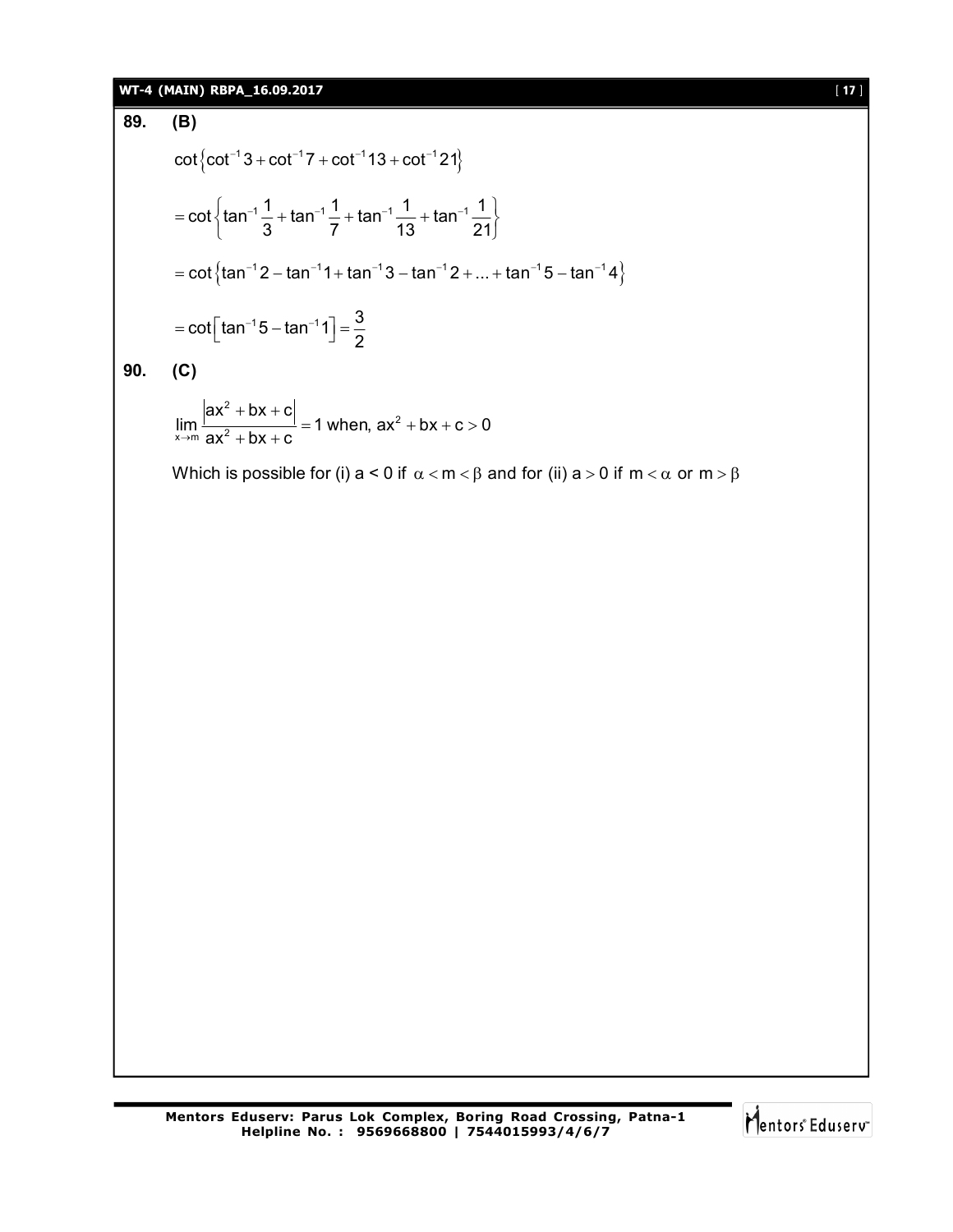**89. (B)**

$$\cot\left\{\cot^{-1}3+\cot^{-1}7+\cot^{-1}13+\cot^{-1}21\right\}$$

$$=\cot\left\{\tan^{-1}\frac{1}{3}+\tan^{-1}\frac{1}{7}+\tan^{-1}\frac{1}{13}+\tan^{-1}\frac{1}{21}\right\}$$

$$=\cot\left\{\tan^{-1}2-\tan^{-1}1+\tan^{-1}3-\tan^{-1}2+...+\tan^{-1}5-\tan^{-1}4\right\}$$

$$=\cot\left[\tan^{-1}5-\tan^{-1}1\right]=\frac{3}{2}$$

**90. (C)**

$$\lim_{x\to m}\frac{\left|ax^2+bx+c\right|}{ax^2+bx+c}=1 \text{ when, } ax^2+bx+c>0$$

Which is possible for (i) a < 0 if $\alpha<m<\beta$ and for (ii) $a>0$ if $m<\alpha$ or $m>\beta$